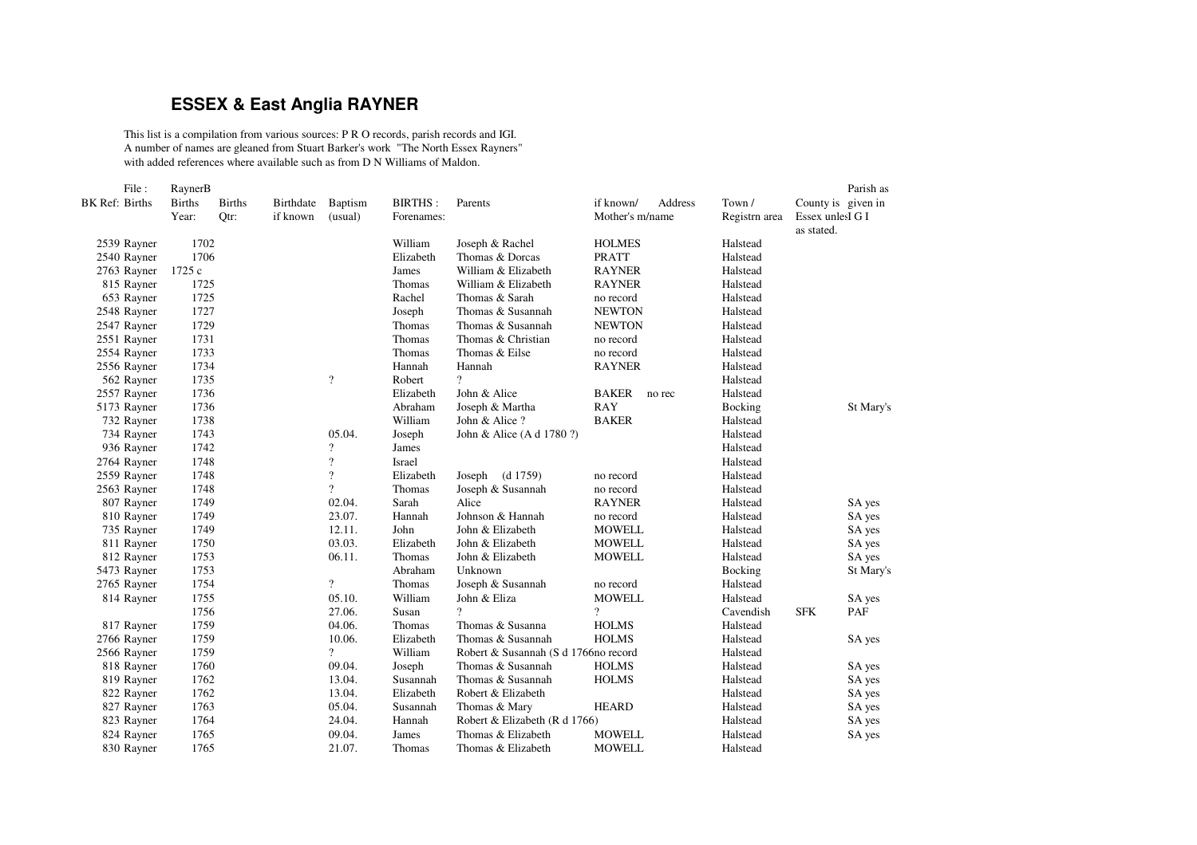# ESSEX & East Anglia RAYNER

This list is a compilation from various sources: P R O records, parish records and IGI.
A number of names are gleaned from Stuart Barker's work "The North Essex Rayners"
with added references where available such as from D N Williams of Maldon.

| File : | RaynerB | | | | | | | | | | |
|---|---|---|---|---|---|---|---|---|---|---|---|
| BK Ref: Births | Births Year: | Births Qtr: | Birthdate if known | Baptism (usual) | BIRTHS : Forenames: | Parents | if known/ Address Mother's m/name | Town / Registrn area | County is Essex unless as stated. | Parish as given in I G I |
| 2539 Rayner | 1702 | | | | William | Joseph & Rachel | HOLMES | Halstead | | |
| 2540 Rayner | 1706 | | | | Elizabeth | Thomas & Dorcas | PRATT | Halstead | | |
| 2763 Rayner | 1725 c | | | | James | William & Elizabeth | RAYNER | Halstead | | |
| 815 Rayner | 1725 | | | | Thomas | William & Elizabeth | RAYNER | Halstead | | |
| 653 Rayner | 1725 | | | | Rachel | Thomas & Sarah | no record | Halstead | | |
| 2548 Rayner | 1727 | | | | Joseph | Thomas & Susannah | NEWTON | Halstead | | |
| 2547 Rayner | 1729 | | | | Thomas | Thomas & Susannah | NEWTON | Halstead | | |
| 2551 Rayner | 1731 | | | | Thomas | Thomas & Christian | no record | Halstead | | |
| 2554 Rayner | 1733 | | | | Thomas | Thomas & Eilse | no record | Halstead | | |
| 2556 Rayner | 1734 | | | | Hannah | Hannah | RAYNER | Halstead | | |
| 562 Rayner | 1735 | | | ? | Robert | ? | | Halstead | | |
| 2557 Rayner | 1736 | | | | Elizabeth | John & Alice | BAKER no rec | Halstead | | |
| 5173 Rayner | 1736 | | | | Abraham | Joseph & Martha | RAY | Bocking | | St Mary's |
| 732 Rayner | 1738 | | | | William | John & Alice ? | BAKER | Halstead | | |
| 734 Rayner | 1743 | | | 05.04. | Joseph | John & Alice (A d 1780 ?) | | Halstead | | |
| 936 Rayner | 1742 | | | ? | James | | | Halstead | | |
| 2764 Rayner | 1748 | | | ? | Israel | | | Halstead | | |
| 2559 Rayner | 1748 | | | ? | Elizabeth | Joseph (d 1759) | no record | Halstead | | |
| 2563 Rayner | 1748 | | | ? | Thomas | Joseph & Susannah | no record | Halstead | | |
| 807 Rayner | 1749 | | | 02.04. | Sarah | Alice | RAYNER | Halstead | | SA yes |
| 810 Rayner | 1749 | | | 23.07. | Hannah | Johnson & Hannah | no record | Halstead | | SA yes |
| 735 Rayner | 1749 | | | 12.11. | John | John & Elizabeth | MOWELL | Halstead | | SA yes |
| 811 Rayner | 1750 | | | 03.03. | Elizabeth | John & Elizabeth | MOWELL | Halstead | | SA yes |
| 812 Rayner | 1753 | | | 06.11. | Thomas | John & Elizabeth | MOWELL | Halstead | | SA yes |
| 5473 Rayner | 1753 | | | | Abraham | Unknown | | Bocking | | St Mary's |
| 2765 Rayner | 1754 | | | ? | Thomas | Joseph & Susannah | no record | Halstead | | |
| 814 Rayner | 1755 | | | 05.10. | William | John & Eliza | MOWELL | Halstead | | SA yes |
| | 1756 | | | 27.06. | Susan | ? | ? | Cavendish | SFK | PAF |
| 817 Rayner | 1759 | | | 04.06. | Thomas | Thomas & Susanna | HOLMS | Halstead | | |
| 2766 Rayner | 1759 | | | 10.06. | Elizabeth | Thomas & Susannah | HOLMS | Halstead | | SA yes |
| 2566 Rayner | 1759 | | | ? | William | Robert & Susannah (S d 1766 | no record | Halstead | | |
| 818 Rayner | 1760 | | | 09.04. | Joseph | Thomas & Susannah | HOLMS | Halstead | | SA yes |
| 819 Rayner | 1762 | | | 13.04. | Susannah | Thomas & Susannah | HOLMS | Halstead | | SA yes |
| 822 Rayner | 1762 | | | 13.04. | Elizabeth | Robert & Elizabeth | | Halstead | | SA yes |
| 827 Rayner | 1763 | | | 05.04. | Susannah | Thomas & Mary | HEARD | Halstead | | SA yes |
| 823 Rayner | 1764 | | | 24.04. | Hannah | Robert & Elizabeth (R d 1766) | | Halstead | | SA yes |
| 824 Rayner | 1765 | | | 09.04. | James | Thomas & Elizabeth | MOWELL | Halstead | | SA yes |
| 830 Rayner | 1765 | | | 21.07. | Thomas | Thomas & Elizabeth | MOWELL | Halstead | | |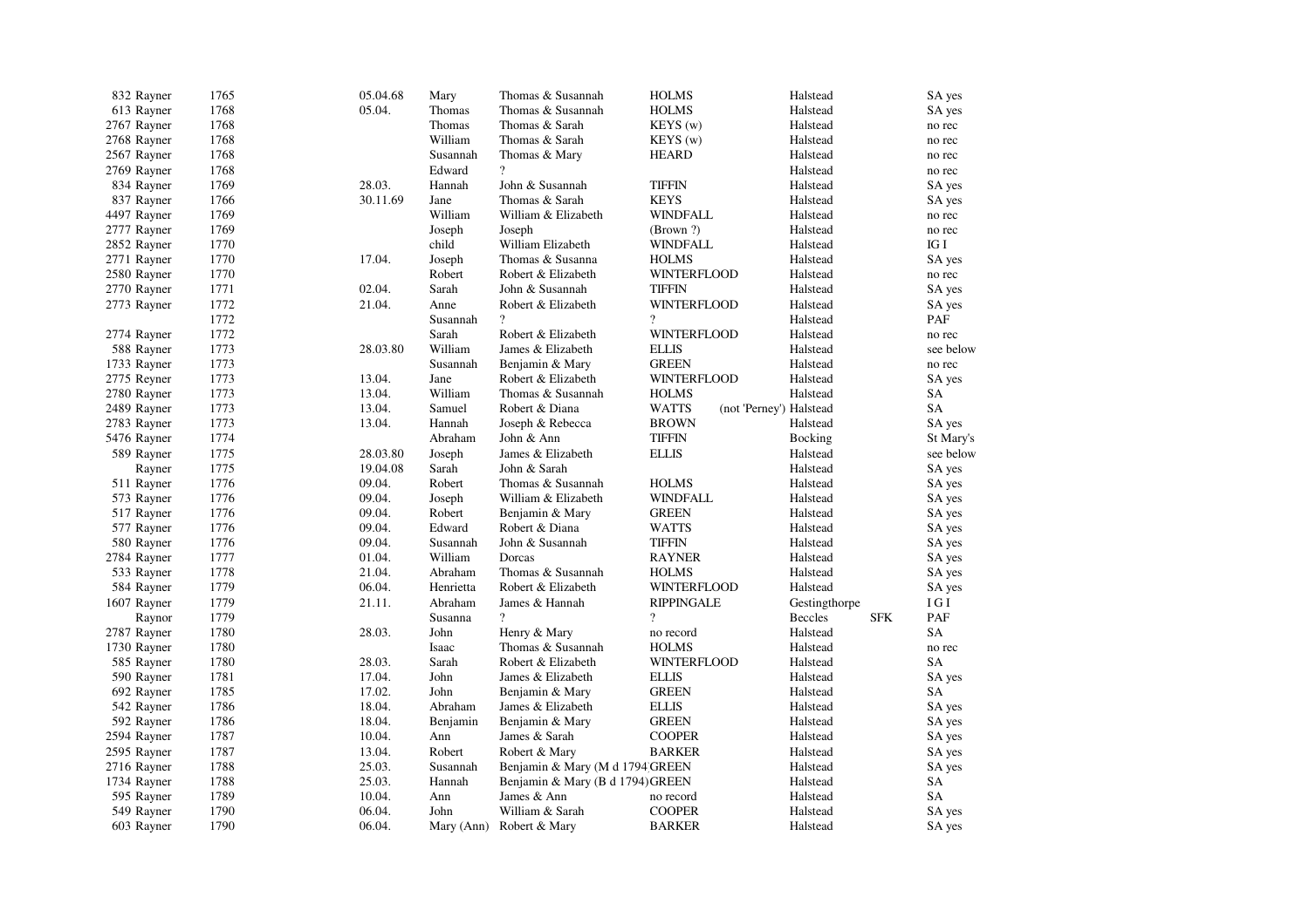| | | | | | | | | |
|---|---|---|---|---|---|---|---|---|
| 832 Rayner | 1765 | 05.04.68 | Mary | Thomas & Susannah | HOLMS | Halstead | | SA yes |
| 613 Rayner | 1768 | 05.04. | Thomas | Thomas & Susannah | HOLMS | Halstead | | SA yes |
| 2767 Rayner | 1768 | | Thomas | Thomas & Sarah | KEYS (w) | Halstead | | no rec |
| 2768 Rayner | 1768 | | William | Thomas & Sarah | KEYS (w) | Halstead | | no rec |
| 2567 Rayner | 1768 | | Susannah | Thomas & Mary | HEARD | Halstead | | no rec |
| 2769 Rayner | 1768 | | Edward | ? | | Halstead | | no rec |
| 834 Rayner | 1769 | 28.03. | Hannah | John & Susannah | TIFFIN | Halstead | | SA yes |
| 837 Rayner | 1766 | 30.11.69 | Jane | Thomas & Sarah | KEYS | Halstead | | SA yes |
| 4497 Rayner | 1769 | | William | William & Elizabeth | WINDFALL | Halstead | | no rec |
| 2777 Rayner | 1769 | | Joseph | Joseph | (Brown ?) | Halstead | | no rec |
| 2852 Rayner | 1770 | | child | William Elizabeth | WINDFALL | Halstead | | IG I |
| 2771 Rayner | 1770 | 17.04. | Joseph | Thomas & Susanna | HOLMS | Halstead | | SA yes |
| 2580 Rayner | 1770 | | Robert | Robert & Elizabeth | WINTERFLOOD | Halstead | | no rec |
| 2770 Rayner | 1771 | 02.04. | Sarah | John & Susannah | TIFFIN | Halstead | | SA yes |
| 2773 Rayner | 1772 | 21.04. | Anne | Robert & Elizabeth | WINTERFLOOD | Halstead | | SA yes |
| | 1772 | | Susannah | ? | ? | Halstead | | PAF |
| 2774 Rayner | 1772 | | Sarah | Robert & Elizabeth | WINTERFLOOD | Halstead | | no rec |
| 588 Rayner | 1773 | 28.03.80 | William | James & Elizabeth | ELLIS | Halstead | | see below |
| 1733 Rayner | 1773 | | Susannah | Benjamin & Mary | GREEN | Halstead | | no rec |
| 2775 Reyner | 1773 | 13.04. | Jane | Robert & Elizabeth | WINTERFLOOD | Halstead | | SA yes |
| 2780 Rayner | 1773 | 13.04. | William | Thomas & Susannah | HOLMS | Halstead | | SA |
| 2489 Rayner | 1773 | 13.04. | Samuel | Robert & Diana | WATTS (not 'Perney') | Halstead | | SA |
| 2783 Rayner | 1773 | 13.04. | Hannah | Joseph & Rebecca | BROWN | Halstead | | SA yes |
| 5476 Rayner | 1774 | | Abraham | John & Ann | TIFFIN | Bocking | | St Mary's |
| 589 Rayner | 1775 | 28.03.80 | Joseph | James & Elizabeth | ELLIS | Halstead | | see below |
| Rayner | 1775 | 19.04.08 | Sarah | John & Sarah | | Halstead | | SA yes |
| 511 Rayner | 1776 | 09.04. | Robert | Thomas & Susannah | HOLMS | Halstead | | SA yes |
| 573 Rayner | 1776 | 09.04. | Joseph | William & Elizabeth | WINDFALL | Halstead | | SA yes |
| 517 Rayner | 1776 | 09.04. | Robert | Benjamin & Mary | GREEN | Halstead | | SA yes |
| 577 Rayner | 1776 | 09.04. | Edward | Robert & Diana | WATTS | Halstead | | SA yes |
| 580 Rayner | 1776 | 09.04. | Susannah | John & Susannah | TIFFIN | Halstead | | SA yes |
| 2784 Rayner | 1777 | 01.04. | William | Dorcas | RAYNER | Halstead | | SA yes |
| 533 Rayner | 1778 | 21.04. | Abraham | Thomas & Susannah | HOLMS | Halstead | | SA yes |
| 584 Rayner | 1779 | 06.04. | Henrietta | Robert & Elizabeth | WINTERFLOOD | Halstead | | SA yes |
| 1607 Rayner | 1779 | 21.11. | Abraham | James & Hannah | RIPPINGALE | Gestingthorpe | | I G I |
| Raynor | 1779 | | Susanna | ? | ? | Beccles | SFK | PAF |
| 2787 Rayner | 1780 | 28.03. | John | Henry & Mary | no record | Halstead | | SA |
| 1730 Rayner | 1780 | | Isaac | Thomas & Susannah | HOLMS | Halstead | | no rec |
| 585 Rayner | 1780 | 28.03. | Sarah | Robert & Elizabeth | WINTERFLOOD | Halstead | | SA |
| 590 Rayner | 1781 | 17.04. | John | James & Elizabeth | ELLIS | Halstead | | SA yes |
| 692 Rayner | 1785 | 17.02. | John | Benjamin & Mary | GREEN | Halstead | | SA |
| 542 Rayner | 1786 | 18.04. | Abraham | James & Elizabeth | ELLIS | Halstead | | SA yes |
| 592 Rayner | 1786 | 18.04. | Benjamin | Benjamin & Mary | GREEN | Halstead | | SA yes |
| 2594 Rayner | 1787 | 10.04. | Ann | James & Sarah | COOPER | Halstead | | SA yes |
| 2595 Rayner | 1787 | 13.04. | Robert | Robert & Mary | BARKER | Halstead | | SA yes |
| 2716 Rayner | 1788 | 25.03. | Susannah | Benjamin & Mary (M d 1794 | GREEN | Halstead | | SA yes |
| 1734 Rayner | 1788 | 25.03. | Hannah | Benjamin & Mary (B d 1794) | GREEN | Halstead | | SA |
| 595 Rayner | 1789 | 10.04. | Ann | James & Ann | no record | Halstead | | SA |
| 549 Rayner | 1790 | 06.04. | John | William & Sarah | COOPER | Halstead | | SA yes |
| 603 Rayner | 1790 | 06.04. | Mary (Ann) | Robert & Mary | BARKER | Halstead | | SA yes |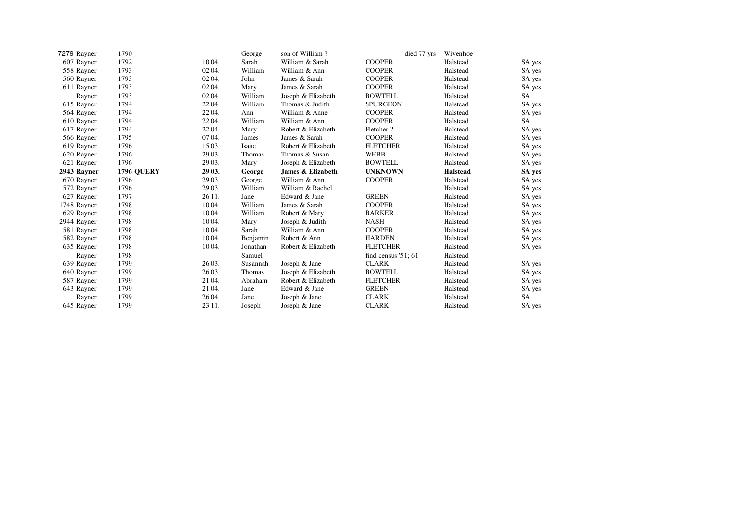| | | | | | | | |
|---|---|---|---|---|---|---|---|
| 7279 Rayner | 1790 | | George | son of William ? | died 77 yrs | Wivenhoe | |
| 607 Rayner | 1792 | 10.04. | Sarah | William & Sarah | COOPER | Halstead | SA yes |
| 558 Rayner | 1793 | 02.04. | William | William & Ann | COOPER | Halstead | SA yes |
| 560 Rayner | 1793 | 02.04. | John | James & Sarah | COOPER | Halstead | SA yes |
| 611 Rayner | 1793 | 02.04. | Mary | James & Sarah | COOPER | Halstead | SA yes |
| Rayner | 1793 | 02.04. | William | Joseph & Elizabeth | BOWTELL | Halstead | SA |
| 615 Rayner | 1794 | 22.04. | William | Thomas & Judith | SPURGEON | Halstead | SA yes |
| 564 Rayner | 1794 | 22.04. | Ann | William & Anne | COOPER | Halstead | SA yes |
| 610 Rayner | 1794 | 22.04. | William | William & Ann | COOPER | Halstead | SA |
| 617 Rayner | 1794 | 22.04. | Mary | Robert & Elizabeth | Fletcher ? | Halstead | SA yes |
| 566 Rayner | 1795 | 07.04. | James | James & Sarah | COOPER | Halstead | SA yes |
| 619 Rayner | 1796 | 15.03. | Isaac | Robert & Elizabeth | FLETCHER | Halstead | SA yes |
| 620 Rayner | 1796 | 29.03. | Thomas | Thomas & Susan | WEBB | Halstead | SA yes |
| 621 Rayner | 1796 | 29.03. | Mary | Joseph & Elizabeth | BOWTELL | Halstead | SA yes |
| **2943 Rayner** | **1796 QUERY** | **29.03.** | **George** | **James & Elizabeth** | **UNKNOWN** | **Halstead** | **SA yes** |
| 670 Rayner | 1796 | 29.03. | George | William & Ann | COOPER | Halstead | SA yes |
| 572 Rayner | 1796 | 29.03. | William | William & Rachel | | Halstead | SA yes |
| 627 Rayner | 1797 | 26.11. | Jane | Edward & Jane | GREEN | Halstead | SA yes |
| 1748 Rayner | 1798 | 10.04. | William | James & Sarah | COOPER | Halstead | SA yes |
| 629 Rayner | 1798 | 10.04. | William | Robert & Mary | BARKER | Halstead | SA yes |
| 2944 Rayner | 1798 | 10.04. | Mary | Joseph & Judith | NASH | Halstead | SA yes |
| 581 Rayner | 1798 | 10.04. | Sarah | William & Ann | COOPER | Halstead | SA yes |
| 582 Rayner | 1798 | 10.04. | Benjamin | Robert & Ann | HARDEN | Halstead | SA yes |
| 635 Rayner | 1798 | 10.04. | Jonathan | Robert & Elizabeth | FLETCHER | Halstead | SA yes |
| Rayner | 1798 | | Samuel | | find census '51; 61 | Halstead | |
| 639 Rayner | 1799 | 26.03. | Susannah | Joseph & Jane | CLARK | Halstead | SA yes |
| 640 Rayner | 1799 | 26.03. | Thomas | Joseph & Elizabeth | BOWTELL | Halstead | SA yes |
| 587 Rayner | 1799 | 21.04. | Abraham | Robert & Elizabeth | FLETCHER | Halstead | SA yes |
| 643 Rayner | 1799 | 21.04. | Jane | Edward & Jane | GREEN | Halstead | SA yes |
| Rayner | 1799 | 26.04. | Jane | Joseph & Jane | CLARK | Halstead | SA |
| 645 Rayner | 1799 | 23.11. | Joseph | Joseph & Jane | CLARK | Halstead | SA yes |